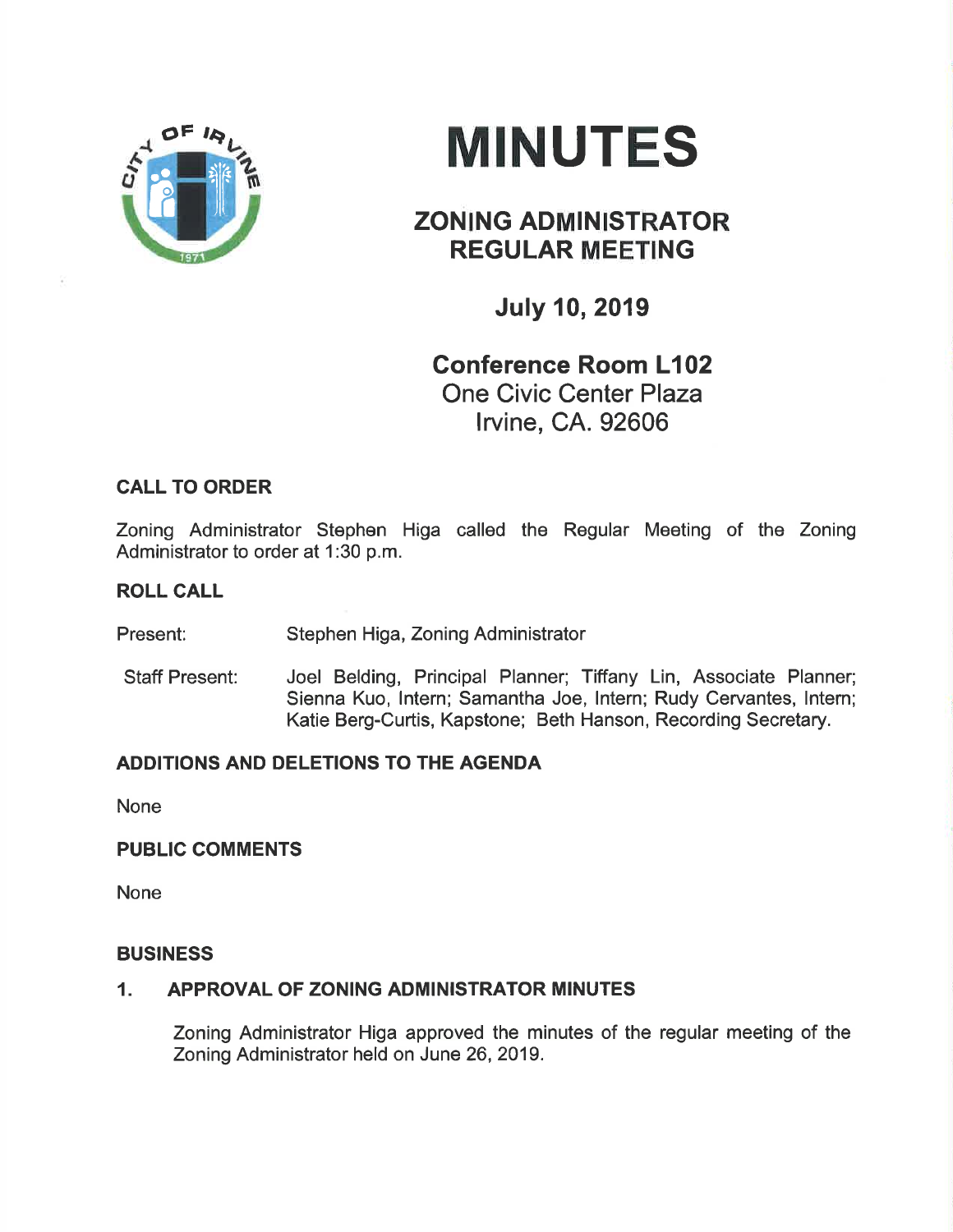# MINUTES

## ZONING ADMINISTRATOR REGULAR MEETING

### July 10, 2019

**Conference Room L102**
One Civic Center Plaza
Irvine, CA. 92606

## CALL TO ORDER

Zoning Administrator Stephen Higa called the Regular Meeting of the Zoning Administrator to order at 1:30 p.m.

## ROLL CALL

Present: Stephen Higa, Zoning Administrator

Staff Present: Joel Belding, Principal Planner; Tiffany Lin, Associate Planner; Sienna Kuo, Intern; Samantha Joe, Intern; Rudy Cervantes, Intern; Katie Berg-Curtis, Kapstone; Beth Hanson, Recording Secretary.

## ADDITIONS AND DELETIONS TO THE AGENDA

None

## PUBLIC COMMENTS

None

## BUSINESS

### 1. APPROVAL OF ZONING ADMINISTRATOR MINUTES

Zoning Administrator Higa approved the minutes of the regular meeting of the Zoning Administrator held on June 26, 2019.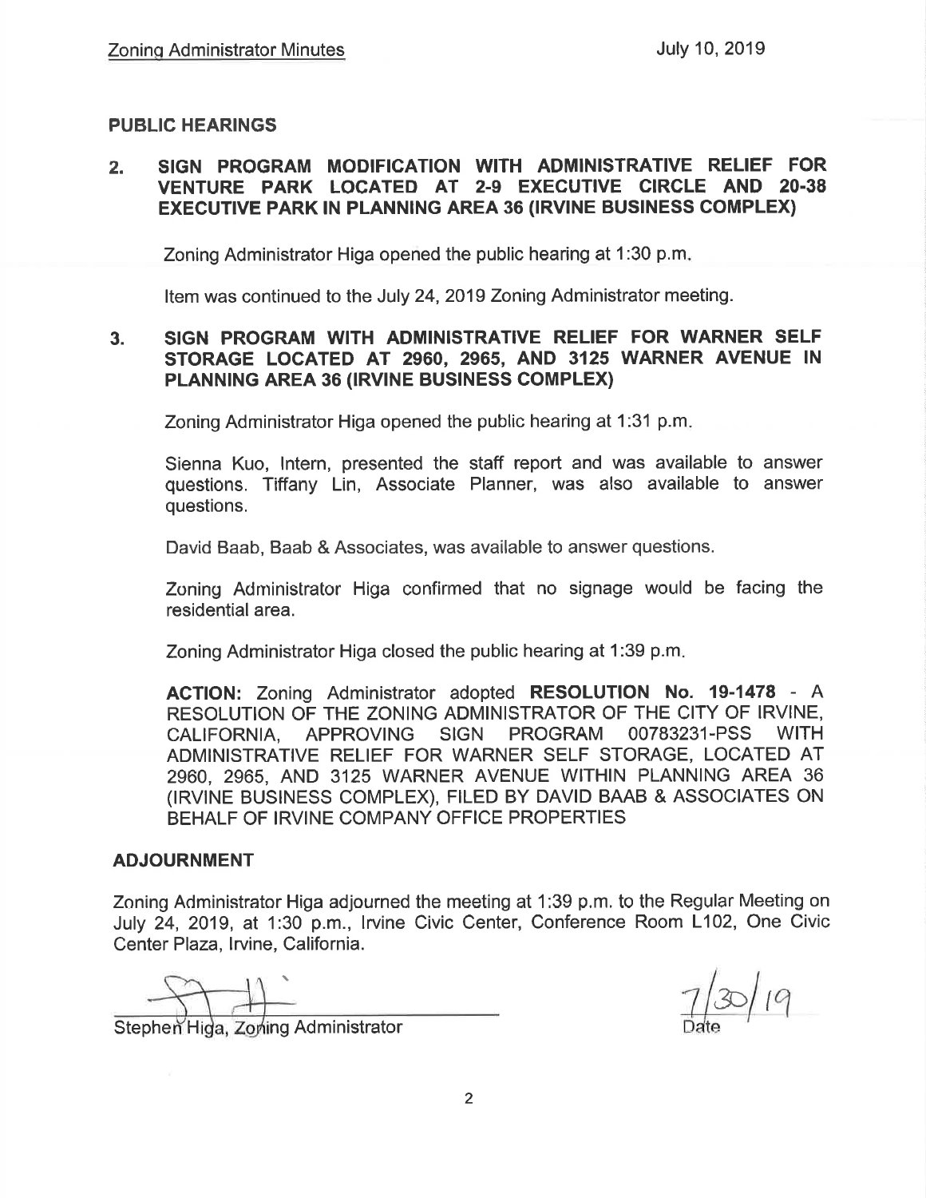## PUBLIC HEARINGS

### 2. SIGN PROGRAM MODIFICATION WITH ADMINISTRATIVE RELIEF FOR VENTURE PARK LOCATED AT 2-9 EXECUTIVE CIRCLE AND 20-38 EXECUTIVE PARK IN PLANNING AREA 36 (IRVINE BUSINESS COMPLEX)

Zoning Administrator Higa opened the public hearing at 1:30 p.m.

Item was continued to the July 24, 2019 Zoning Administrator meeting.

### 3. SIGN PROGRAM WITH ADMINISTRATIVE RELIEF FOR WARNER SELF STORAGE LOCATED AT 2960, 2965, AND 3125 WARNER AVENUE IN PLANNING AREA 36 (IRVINE BUSINESS COMPLEX)

Zoning Administrator Higa opened the public hearing at 1:31 p.m.

Sienna Kuo, Intern, presented the staff report and was available to answer questions. Tiffany Lin, Associate Planner, was also available to answer questions.

David Baab, Baab & Associates, was available to answer questions.

Zoning Administrator Higa confirmed that no signage would be facing the residential area.

Zoning Administrator Higa closed the public hearing at 1:39 p.m.

**ACTION:** Zoning Administrator adopted **RESOLUTION No. 19-1478** - A RESOLUTION OF THE ZONING ADMINISTRATOR OF THE CITY OF IRVINE, CALIFORNIA, APPROVING SIGN PROGRAM 00783231-PSS WITH ADMINISTRATIVE RELIEF FOR WARNER SELF STORAGE, LOCATED AT 2960, 2965, AND 3125 WARNER AVENUE WITHIN PLANNING AREA 36 (IRVINE BUSINESS COMPLEX), FILED BY DAVID BAAB & ASSOCIATES ON BEHALF OF IRVINE COMPANY OFFICE PROPERTIES

## ADJOURNMENT

Zoning Administrator Higa adjourned the meeting at 1:39 p.m. to the Regular Meeting on July 24, 2019, at 1:30 p.m., Irvine Civic Center, Conference Room L102, One Civic Center Plaza, Irvine, California.

Stephen Higa, Zoning Administrator

7/30/19
Date